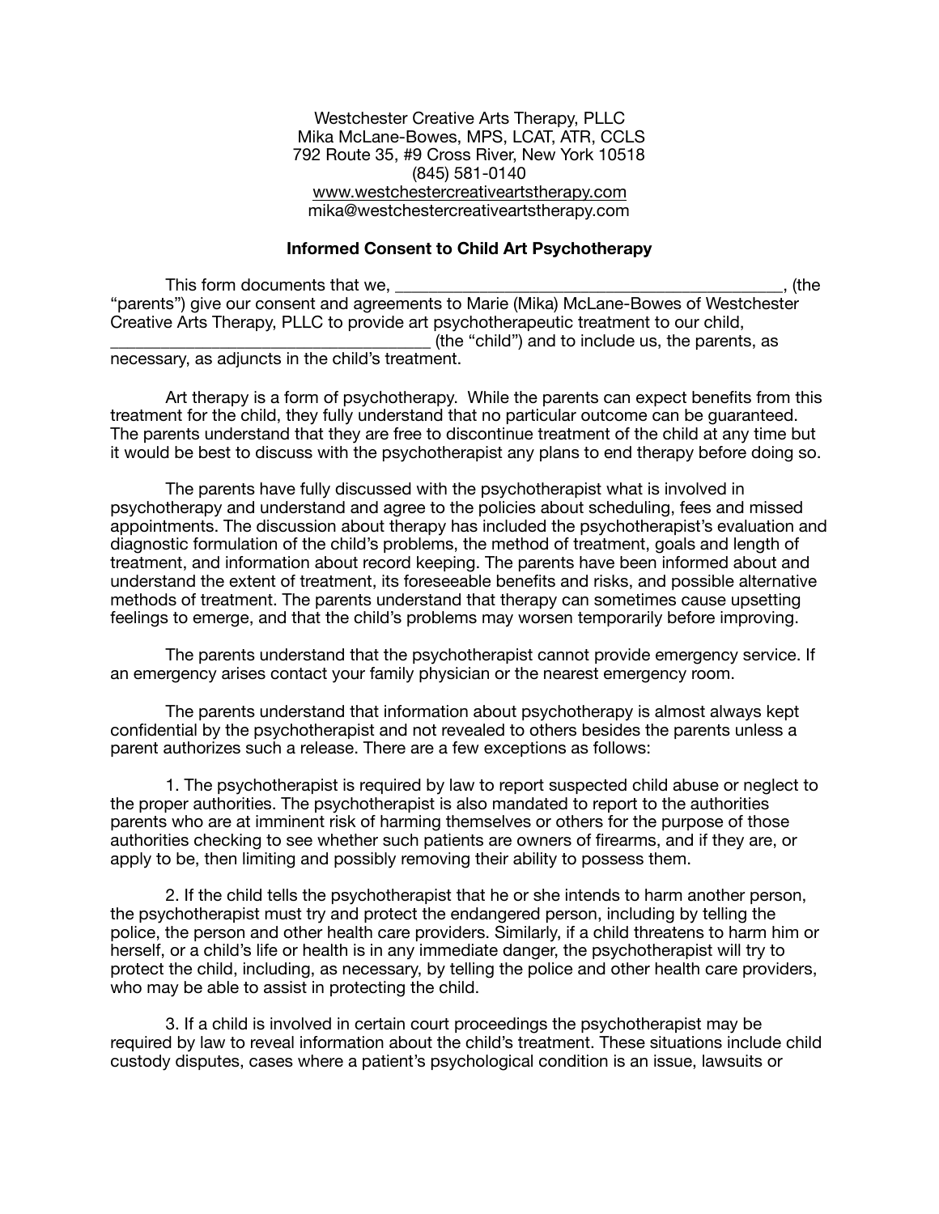Westchester Creative Arts Therapy, PLLC
Mika McLane-Bowes, MPS, LCAT, ATR, CCLS
792 Route 35, #9 Cross River, New York 10518
(845) 581-0140
www.westchestercreativeartstherapy.com
mika@westchestercreativeartstherapy.com

**Informed Consent to Child Art Psychotherapy**

This form documents that we, ______________________________________________, (the "parents") give our consent and agreements to Marie (Mika) McLane-Bowes of Westchester Creative Arts Therapy, PLLC to provide art psychotherapeutic treatment to our child, ___________________________________ (the "child") and to include us, the parents, as necessary, as adjuncts in the child's treatment.

Art therapy is a form of psychotherapy. While the parents can expect benefits from this treatment for the child, they fully understand that no particular outcome can be guaranteed. The parents understand that they are free to discontinue treatment of the child at any time but it would be best to discuss with the psychotherapist any plans to end therapy before doing so.

The parents have fully discussed with the psychotherapist what is involved in psychotherapy and understand and agree to the policies about scheduling, fees and missed appointments. The discussion about therapy has included the psychotherapist's evaluation and diagnostic formulation of the child's problems, the method of treatment, goals and length of treatment, and information about record keeping. The parents have been informed about and understand the extent of treatment, its foreseeable benefits and risks, and possible alternative methods of treatment. The parents understand that therapy can sometimes cause upsetting feelings to emerge, and that the child's problems may worsen temporarily before improving.

The parents understand that the psychotherapist cannot provide emergency service. If an emergency arises contact your family physician or the nearest emergency room.

The parents understand that information about psychotherapy is almost always kept confidential by the psychotherapist and not revealed to others besides the parents unless a parent authorizes such a release. There are a few exceptions as follows:

1. The psychotherapist is required by law to report suspected child abuse or neglect to the proper authorities. The psychotherapist is also mandated to report to the authorities parents who are at imminent risk of harming themselves or others for the purpose of those authorities checking to see whether such patients are owners of firearms, and if they are, or apply to be, then limiting and possibly removing their ability to possess them.

2. If the child tells the psychotherapist that he or she intends to harm another person, the psychotherapist must try and protect the endangered person, including by telling the police, the person and other health care providers. Similarly, if a child threatens to harm him or herself, or a child's life or health is in any immediate danger, the psychotherapist will try to protect the child, including, as necessary, by telling the police and other health care providers, who may be able to assist in protecting the child.

3. If a child is involved in certain court proceedings the psychotherapist may be required by law to reveal information about the child's treatment. These situations include child custody disputes, cases where a patient's psychological condition is an issue, lawsuits or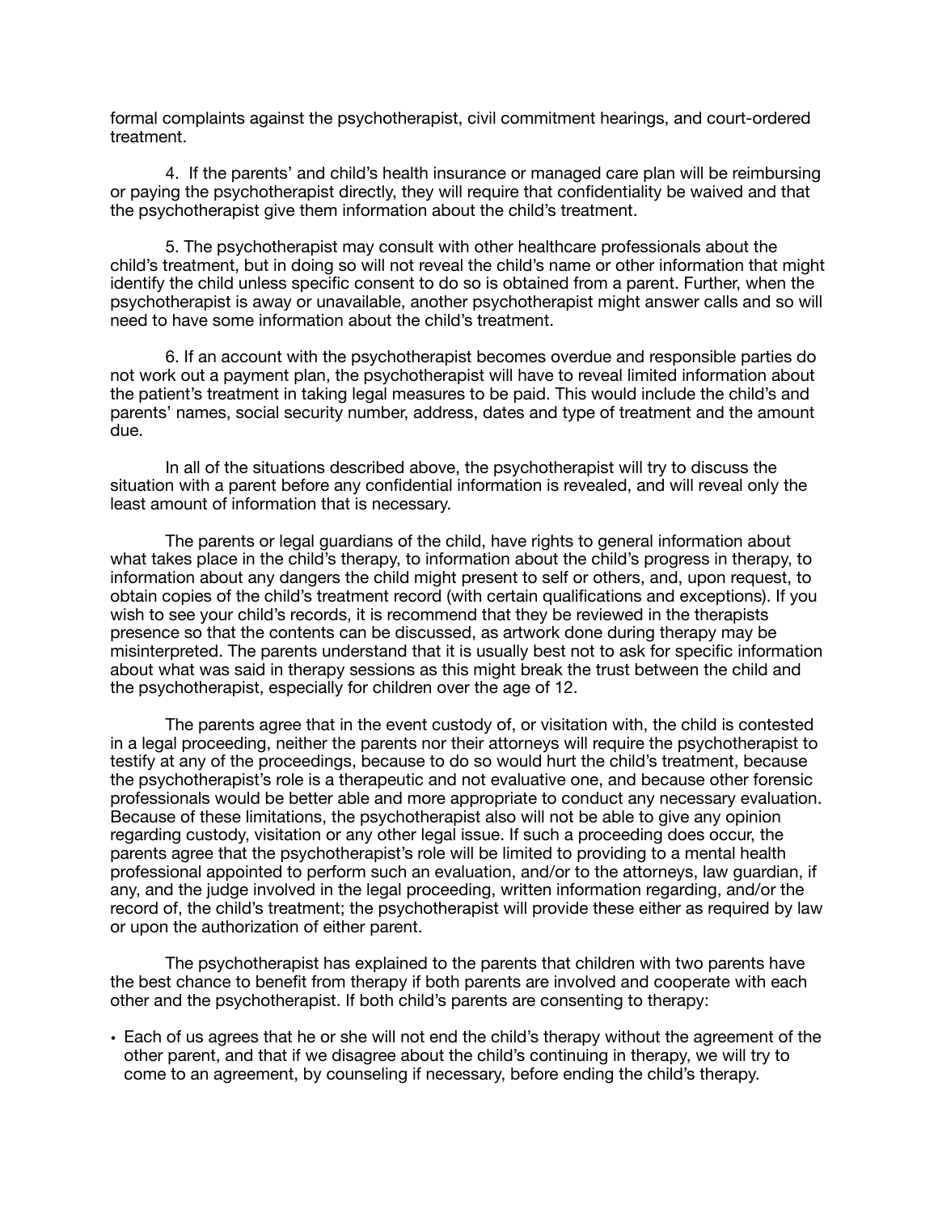formal complaints against the psychotherapist, civil commitment hearings, and court-ordered treatment.

4. If the parents' and child's health insurance or managed care plan will be reimbursing or paying the psychotherapist directly, they will require that confidentiality be waived and that the psychotherapist give them information about the child's treatment.

5. The psychotherapist may consult with other healthcare professionals about the child's treatment, but in doing so will not reveal the child's name or other information that might identify the child unless specific consent to do so is obtained from a parent. Further, when the psychotherapist is away or unavailable, another psychotherapist might answer calls and so will need to have some information about the child's treatment.

6. If an account with the psychotherapist becomes overdue and responsible parties do not work out a payment plan, the psychotherapist will have to reveal limited information about the patient's treatment in taking legal measures to be paid. This would include the child's and parents' names, social security number, address, dates and type of treatment and the amount due.

In all of the situations described above, the psychotherapist will try to discuss the situation with a parent before any confidential information is revealed, and will reveal only the least amount of information that is necessary.

The parents or legal guardians of the child, have rights to general information about what takes place in the child's therapy, to information about the child's progress in therapy, to information about any dangers the child might present to self or others, and, upon request, to obtain copies of the child's treatment record (with certain qualifications and exceptions). If you wish to see your child's records, it is recommend that they be reviewed in the therapists presence so that the contents can be discussed, as artwork done during therapy may be misinterpreted. The parents understand that it is usually best not to ask for specific information about what was said in therapy sessions as this might break the trust between the child and the psychotherapist, especially for children over the age of 12.

The parents agree that in the event custody of, or visitation with, the child is contested in a legal proceeding, neither the parents nor their attorneys will require the psychotherapist to testify at any of the proceedings, because to do so would hurt the child's treatment, because the psychotherapist's role is a therapeutic and not evaluative one, and because other forensic professionals would be better able and more appropriate to conduct any necessary evaluation. Because of these limitations, the psychotherapist also will not be able to give any opinion regarding custody, visitation or any other legal issue. If such a proceeding does occur, the parents agree that the psychotherapist's role will be limited to providing to a mental health professional appointed to perform such an evaluation, and/or to the attorneys, law guardian, if any, and the judge involved in the legal proceeding, written information regarding, and/or the record of, the child's treatment; the psychotherapist will provide these either as required by law or upon the authorization of either parent.

The psychotherapist has explained to the parents that children with two parents have the best chance to benefit from therapy if both parents are involved and cooperate with each other and the psychotherapist. If both child's parents are consenting to therapy:

- Each of us agrees that he or she will not end the child's therapy without the agreement of the other parent, and that if we disagree about the child's continuing in therapy, we will try to come to an agreement, by counseling if necessary, before ending the child's therapy.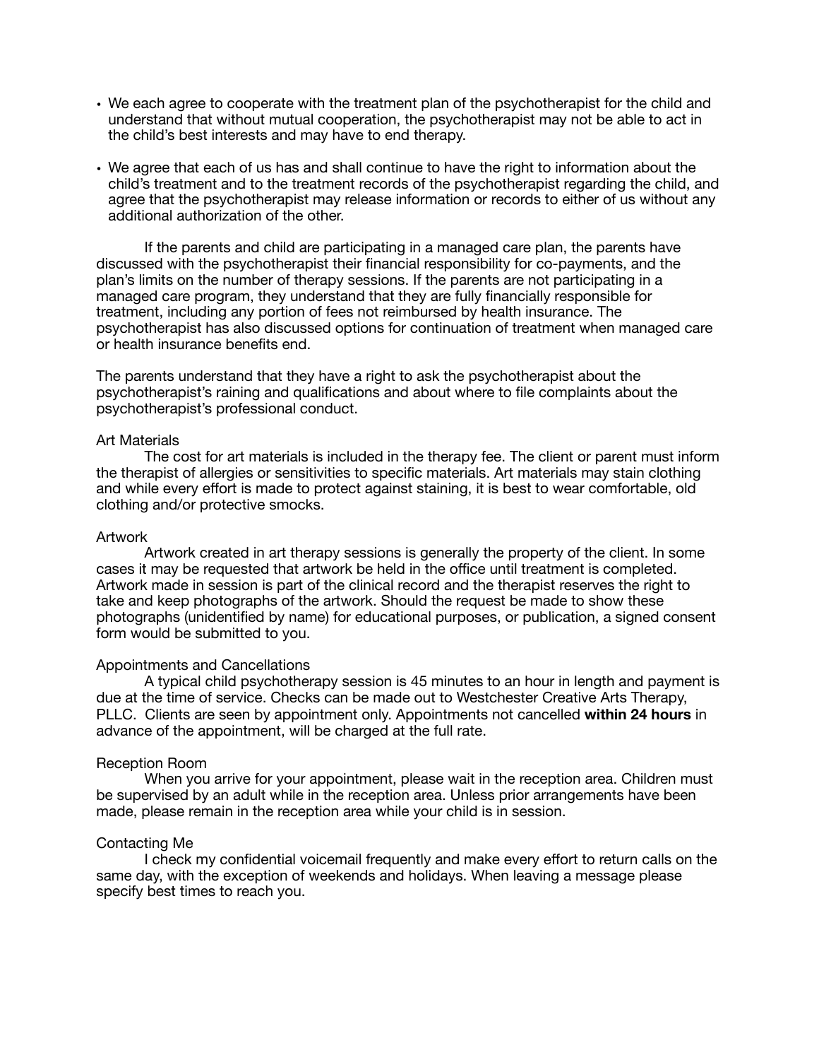- We each agree to cooperate with the treatment plan of the psychotherapist for the child and understand that without mutual cooperation, the psychotherapist may not be able to act in the child's best interests and may have to end therapy.

- We agree that each of us has and shall continue to have the right to information about the child's treatment and to the treatment records of the psychotherapist regarding the child, and agree that the psychotherapist may release information or records to either of us without any additional authorization of the other.

If the parents and child are participating in a managed care plan, the parents have discussed with the psychotherapist their financial responsibility for co-payments, and the plan's limits on the number of therapy sessions. If the parents are not participating in a managed care program, they understand that they are fully financially responsible for treatment, including any portion of fees not reimbursed by health insurance. The psychotherapist has also discussed options for continuation of treatment when managed care or health insurance benefits end.

The parents understand that they have a right to ask the psychotherapist about the psychotherapist's raining and qualifications and about where to file complaints about the psychotherapist's professional conduct.

Art Materials

The cost for art materials is included in the therapy fee. The client or parent must inform the therapist of allergies or sensitivities to specific materials. Art materials may stain clothing and while every effort is made to protect against staining, it is best to wear comfortable, old clothing and/or protective smocks.

Artwork

Artwork created in art therapy sessions is generally the property of the client. In some cases it may be requested that artwork be held in the office until treatment is completed. Artwork made in session is part of the clinical record and the therapist reserves the right to take and keep photographs of the artwork. Should the request be made to show these photographs (unidentified by name) for educational purposes, or publication, a signed consent form would be submitted to you.

Appointments and Cancellations

A typical child psychotherapy session is 45 minutes to an hour in length and payment is due at the time of service. Checks can be made out to Westchester Creative Arts Therapy, PLLC. Clients are seen by appointment only. Appointments not cancelled **within 24 hours** in advance of the appointment, will be charged at the full rate.

Reception Room

When you arrive for your appointment, please wait in the reception area. Children must be supervised by an adult while in the reception area. Unless prior arrangements have been made, please remain in the reception area while your child is in session.

Contacting Me

I check my confidential voicemail frequently and make every effort to return calls on the same day, with the exception of weekends and holidays. When leaving a message please specify best times to reach you.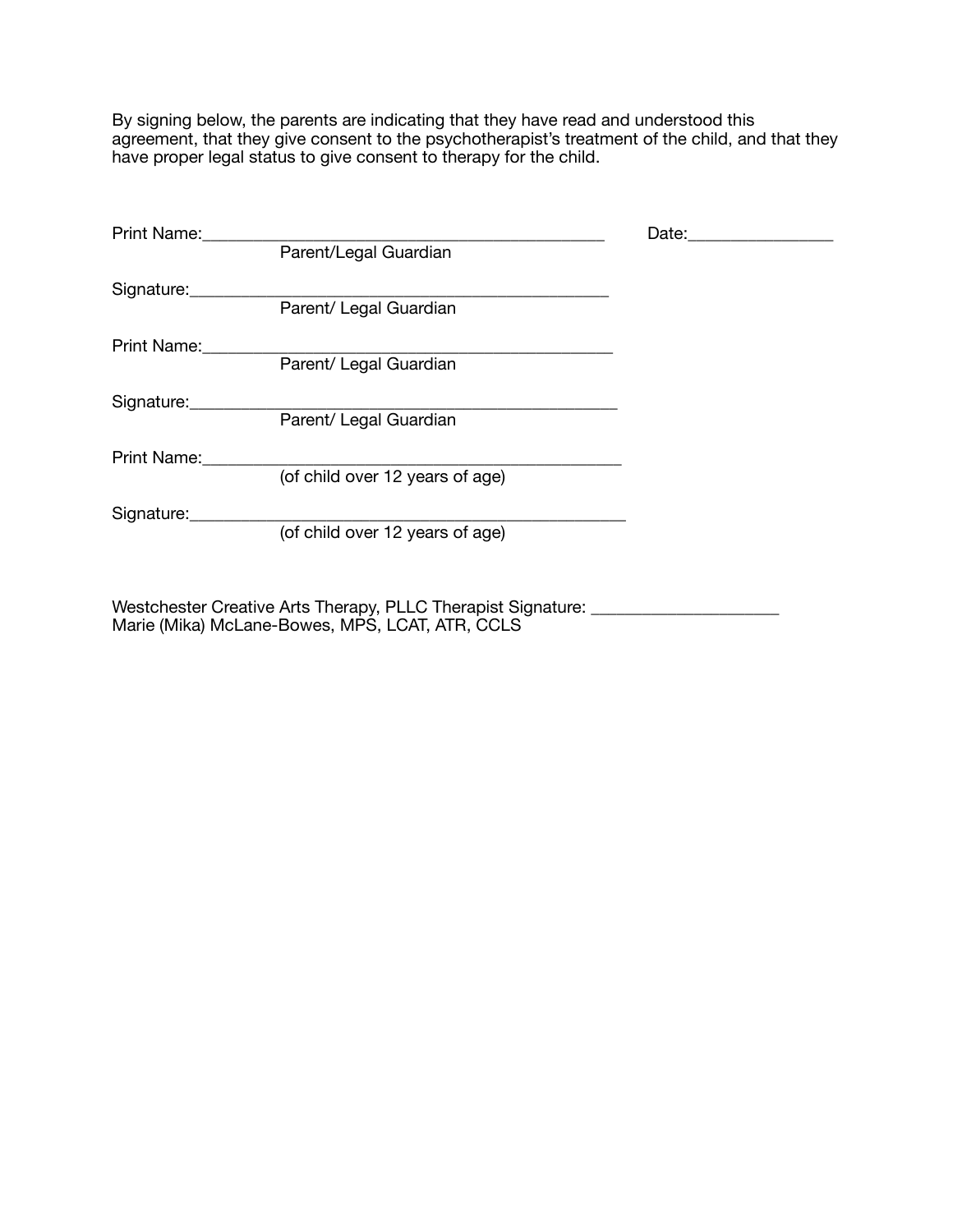By signing below, the parents are indicating that they have read and understood this agreement, that they give consent to the psychotherapist's treatment of the child, and that they have proper legal status to give consent to therapy for the child.

Print Name:_______________________________________________ Date:________________
Parent/Legal Guardian

Signature:_________________________________________________
Parent/ Legal Guardian

Print Name:_______________________________________________
Parent/ Legal Guardian

Signature:_________________________________________________
Parent/ Legal Guardian

Print Name:_______________________________________________
(of child over 12 years of age)

Signature:_________________________________________________
(of child over 12 years of age)

Westchester Creative Arts Therapy, PLLC Therapist Signature: ______________________
Marie (Mika) McLane-Bowes, MPS, LCAT, ATR, CCLS